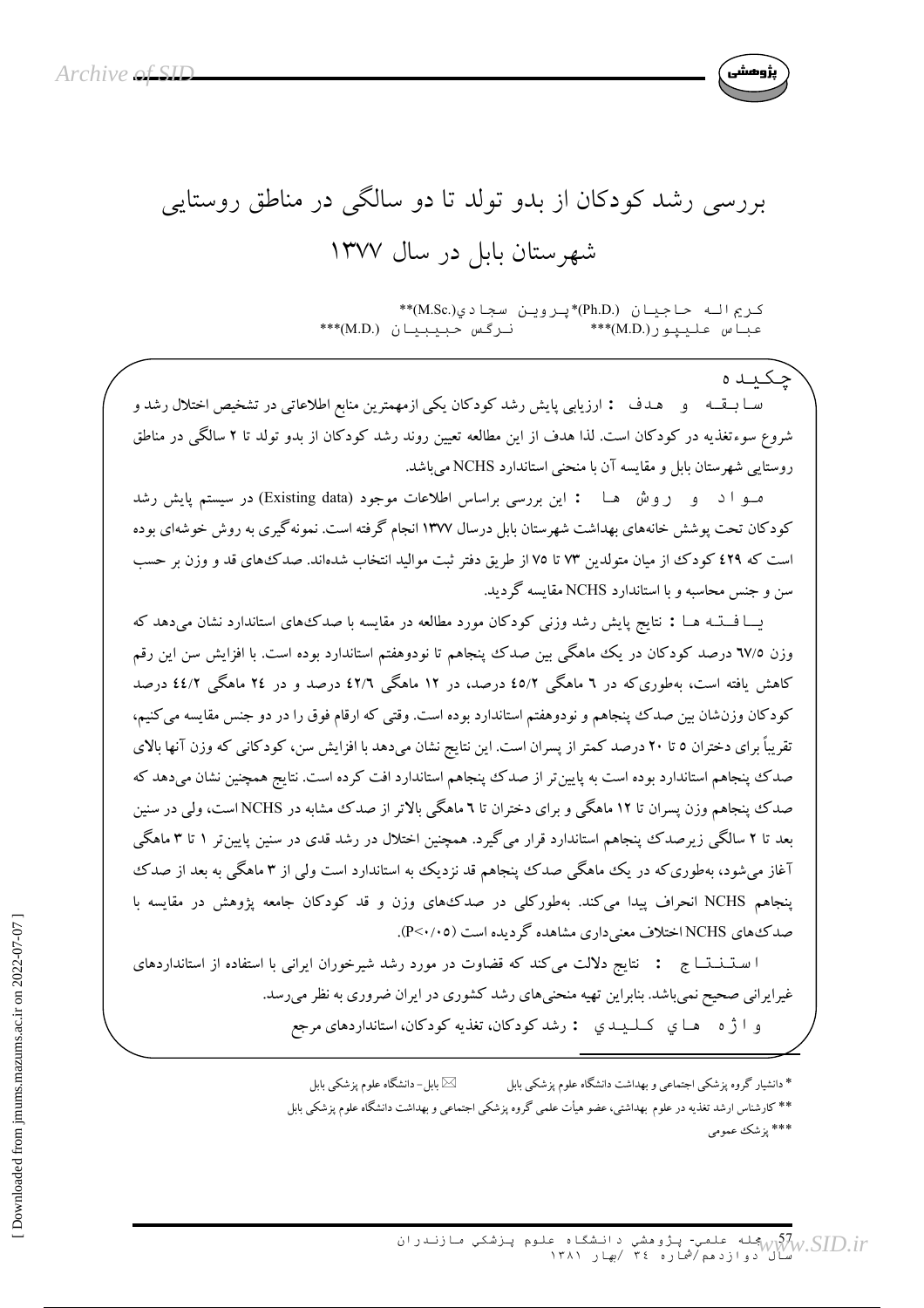# بررسی رشد کودکان از بدو تولد تا دو سالگی در مناطق روستایی شهرستان بابل در سال ۱۳۷۷

کریم اله حاجیان (Ph.D.)* پروین سجادی (M.Sc.)**
عباس علیپور (M.D.)*** نرگس حبیبیان (M.D.)***

## چکیده

**سابقه و هدف :** ارزیابی پایش رشد کودکان یکی ازمهمترین منابع اطلاعاتی در تشخیص اختلال رشد و شروع سوءتغذیه در کودکان است. لذا هدف از این مطالعه تعیین روند رشد کودکان از بدو تولد تا ۲ سالگی در مناطق روستایی شهرستان بابل و مقایسه آن با منحنی استاندارد NCHS می‌باشد.

**مواد و روش ها :** این بررسی براساس اطلاعات موجود (Existing data) در سیستم پایش رشد کودکان تحت پوشش خانه‌های بهداشت شهرستان بابل درسال ۱۳۷۷ انجام گرفته است. نمونه‌گیری به روش خوشه‌ای بوده است که ۴۲۹ کودک از میان متولدین ۷۳ تا ۷۵ از طریق دفتر ثبت موالید انتخاب شده‌اند. صدک‌های قد و وزن بر حسب سن و جنس محاسبه و با استاندارد NCHS مقایسه گردید.

**یافته ها :** نتایج پایش رشد وزنی کودکان مورد مطالعه در مقایسه با صدک‌های استاندارد نشان می‌دهد که وزن ٦٧/٥ درصد کودکان در یک ماهگی بین صدک پنجاهم تا نودوهفتم استاندارد بوده است. با افزایش سن این رقم کاهش یافته است، به‌طوری‌که در ٦ ماهگی ٤٥/٢ درصد، در ١٢ ماهگی ٤٢/٦ درصد و در ٢٤ ماهگی ٤٤/٢ درصد کودکان وزن‌شان بین صدک پنجاهم و نودوهفتم استاندارد بوده است. وقتی که ارقام فوق را در دو جنس مقایسه می‌کنیم، تقریباً برای دختران ٥ تا ٢٠ درصد کمتر از پسران است. این نتایج نشان می‌دهد با افزایش سن، کودکانی که وزن آنها بالای صدک پنجاهم استاندارد بوده است به پایین‌تر از صدک پنجاهم استاندارد افت کرده است. نتایج همچنین نشان می‌دهد که صدک پنجاهم وزن پسران تا ١٢ ماهگی و برای دختران تا ٦ ماهگی بالاتر از صدک مشابه در NCHS است، ولی در سنین بعد تا ٢ سالگی زیرصدک پنجاهم استاندارد قرار می‌گیرد. همچنین اختلال در رشد قدی در سنین پایین‌تر ١ تا ٣ ماهگی آغاز می‌شود، به‌طوری‌که در یک ماهگی صدک پنجاهم قد نزدیک به استاندارد است ولی از ٣ ماهگی به بعد از صدک پنجاهم NCHS انحراف پیدا می‌کند. به‌طورکلی در صدک‌های وزن و قد کودکان جامعه پژوهش در مقایسه با صدک‌های NCHS اختلاف معنی‌داری مشاهده گردیده است ($P<0.05$).

**استنتاج :** نتایج دلالت می‌کند که قضاوت در مورد رشد شیرخوران ایرانی با استفاده از استانداردهای غیرایرانی صحیح نمی‌باشد. بنابراین تهیه منحنی‌های رشد کشوری در ایران ضروری به نظر می‌رسد.

**واژه های کلیدی :** رشد کودکان، تغذیه کودکان، استانداردهای مرجع

---

* دانشیار گروه پزشکی اجتماعی و بهداشت دانشگاه علوم پزشکی بابل ✉ بابل- دانشگاه علوم پزشکی بابل

** کارشناس ارشد تغذیه در علوم بهداشتی، عضو هیأت علمی گروه پزشکی اجتماعی و بهداشت دانشگاه علوم پزشکی بابل

*** پزشک عمومی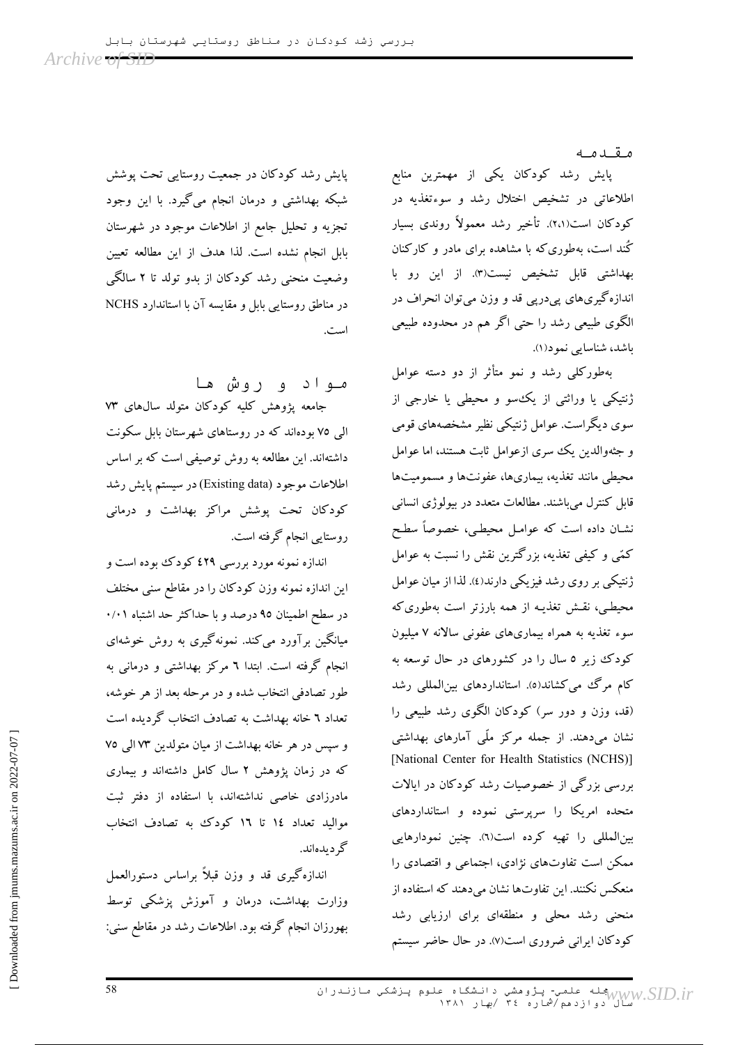## مقدمه

پایش رشد کودکان یکی از مهمترین منابع اطلاعاتی در تشخیص اختلال رشد و سوءتغذیه در کودکان است(۲،۱). تأخیر رشد معمولاً روندی بسیار کُند است، به‌طوری‌که با مشاهده برای مادر و کارکنان بهداشتی قابل تشخیص نیست(۳). از این رو با اندازه‌گیری‌های پی‌درپی قد و وزن می‌توان انحراف در الگوی طبیعی رشد را حتی اگر هم در محدوده طبیعی باشد، شناسایی نمود(۱).

به‌طورکلی رشد و نمو متأثر از دو دسته عوامل ژنتیکی یا وراثتی از یک‌سو و محیطی یا خارجی از سوی دیگراست. عوامل ژنتیکی نظیر مشخصه‌های قومی و جثه‌والدین یک سری ازعوامل ثابت هستند، اما عوامل محیطی مانند تغذیه، بیماری‌ها، عفونت‌ها و مسمومیت‌ها قابل کنترل می‌باشند. مطالعات متعدد در بیولوژی انسانی نشان داده است که عوامل محیطی، خصوصاً سطح کمّی و کیفی تغذیه، بزرگترین نقش را نسبت به عوامل ژنتیکی بر روی رشد فیزیکی دارند(٤). لذا از میان عوامل محیطی، نقش تغذیه از همه بارزتر است به‌طوری‌که سوء تغذیه به همراه بیماری‌های عفونی سالانه ۷ میلیون کودک زیر ٥ سال را در کشورهای در حال توسعه به کام مرگ می‌کشاند(٥). استانداردهای بین‌المللی رشد (قد، وزن و دور سر) کودکان الگوی رشد طبیعی را نشان می‌دهند. از جمله مرکز ملّی آمارهای بهداشتی [National Center for Health Statistics (NCHS)] بررسی بزرگی از خصوصیات رشد کودکان در ایالات متحده امریکا را سرپرستی نموده و استانداردهای بین‌المللی را تهیه کرده است(٦). چنین نمودارهایی ممکن است تفاوت‌های نژادی، اجتماعی و اقتصادی را منعکس نکنند. این تفاوت‌ها نشان می‌دهند که استفاده از منحنی رشد محلی و منطقه‌ای برای ارزیابی رشد کودکان ایرانی ضروری است(۷). در حال حاضر سیستم پایش رشد کودکان در جمعیت روستایی تحت پوشش شبکه بهداشتی و درمان انجام می‌گیرد. با این وجود تجزیه و تحلیل جامع از اطلاعات موجود در شهرستان بابل انجام نشده است. لذا هدف از این مطالعه تعیین وضعیت منحنی رشد کودکان از بدو تولد تا ۲ سالگی در مناطق روستایی بابل و مقایسه آن با استاندارد NCHS است.

## مواد و روش ها

جامعه پژوهش کلیه کودکان متولد سال‌های ۷۳ الی ۷٥ بوده‌اند که در روستاهای شهرستان بابل سکونت داشته‌اند. این مطالعه به روش توصیفی است که بر اساس اطلاعات موجود (Existing data) در سیستم پایش رشد کودکان تحت پوشش مراکز بهداشت و درمانی روستایی انجام گرفته است.

اندازه نمونه مورد بررسی ٤۲۹ کودک بوده است و این اندازه نمونه وزن کودکان را در مقاطع سنی مختلف در سطح اطمینان ۹٥ درصد و با حداکثر حد اشتباه ۰/۰۱ میانگین برآورد می‌کند. نمونه‌گیری به روش خوشه‌ای انجام گرفته است. ابتدا ٦ مرکز بهداشتی و درمانی به طور تصادفی انتخاب شده و در مرحله بعد از هر خوشه، تعداد ٦ خانه بهداشت به تصادف انتخاب گردیده است و سپس در هر خانه بهداشت از میان متولدین ۷۳ الی ۷٥ که در زمان پژوهش ۲ سال کامل داشته‌اند و بیماری مادرزادی خاصی نداشته‌اند، با استفاده از دفتر ثبت موالید تعداد ١٤ تا ١٦ کودک به تصادف انتخاب گردیده‌اند.

اندازه‌گیری قد و وزن قبلاً براساس دستورالعمل وزارت بهداشت، درمان و آموزش پزشکی توسط بهورزان انجام گرفته بود. اطلاعات رشد در مقاطع سنی: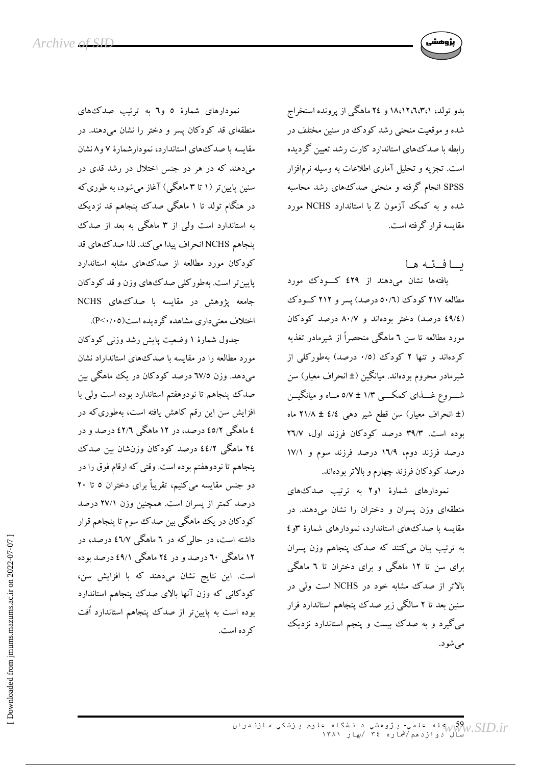بدو تولد، ۱، ۳، ۶، ۱۲، ۱۸ و ۲۴ ماهگی از پرونده استخراج شده و موقعیت منحنی رشد کودک در سنین مختلف در رابطه با صدک‌های استاندارد کارت رشد تعیین گردیده است. تجزیه و تحلیل آماری اطلاعات به وسیله نرم‌افزار SPSS انجام گرفته و منحنی صدک‌های رشد محاسبه شده و به کمک آزمون Z با استاندارد NCHS مورد مقایسه قرار گرفته است.

## یافته ها

یافته‌ها نشان می‌دهند از ۴۲۹ کودک مورد مطالعه ۲۱۷ کودک (۵۰/۶ درصد) پسر و ۲۱۲ کودک (۴۹/۴ درصد) دختر بوده‌اند و ۸۰/۷ درصد کودکان مورد مطالعه تا سن ۶ ماهگی منحصراً از شیرمادر تغذیه کرده‌اند و تنها ۲ کودک (۰/۵ درصد) به‌طورکلی از شیرمادر محروم بوده‌اند. میانگین (± انحراف معیار) سن شروع غذای کمکی ۱/۳ ± ۵/۷ ماه و میانگین (± انحراف معیار) سن قطع شیر دهی ۴/۴ ± ۲۱/۸ ماه بوده است. ۳۹/۳ درصد کودکان فرزند اول، ۲۶/۷ درصد فرزند دوم، ۱۶/۹ درصد فرزند سوم و ۱۷/۱ درصد کودکان فرزند چهارم و بالاتر بوده‌اند.

نمودارهای شمارهٔ ۱و۲ به ترتیب صدک‌های منطقه‌ای وزن پسران و دختران را نشان می‌دهند. در مقایسه با صدک‌های استاندارد، نمودارهای شمارهٔ ۳و۴ به ترتیب بیان می‌کنند که صدک پنجاهم وزن پسران برای سن تا ۱۲ ماهگی و برای دختران تا ۶ ماهگی بالاتر از صدک مشابه خود در NCHS است ولی در سنین بعد تا ۲ سالگی زیر صدک پنجاهم استاندارد قرار می‌گیرد و به صدک بیست و پنجم استاندارد نزدیک می‌شود.

نمودارهای شمارهٔ ۵ و۶ به ترتیب صدک‌های منطقه‌ای قد کودکان پسر و دختر را نشان می‌دهند. در مقایسه با صدک‌های استاندارد، نمودارشمارهٔ ۷ و۸ نشان می‌دهند که در هر دو جنس اختلال در رشد قدی در سنین پایین‌تر (۱ تا ۳ ماهگی) آغاز می‌شود، به طوری‌که در هنگام تولد تا ۱ ماهگی صدک پنجاهم قد نزدیک به استاندارد است ولی از ۳ ماهگی به بعد از صدک پنجاهم NCHS انحراف پیدا می‌کند. لذا صدک‌های قد کودکان مورد مطالعه از صدک‌های مشابه استاندارد پایین‌تر است. به‌طورکلی صدک‌های وزن و قد کودکان جامعه پژوهش در مقایسه با صدک‌های NCHS اختلاف معنی‌داری مشاهده گردیده است($P<0/05$).

جدول شمارهٔ ۱ وضعیت پایش رشد وزنی کودکان مورد مطالعه را در مقایسه با صدک‌های استاندارد نشان می‌دهد. وزن ۶۷/۵ درصد کودکان در یک ماهگی بین صدک پنجاهم تا نودوهفتم استاندارد بوده است ولی با افزایش سن این رقم کاهش یافته است، به‌طوری‌که در ۴ ماهگی ۴۵/۲ درصد، در ۱۲ ماهگی ۴۲/۶ درصد و در ۲۴ ماهگی ۴۴/۲ درصد کودکان وزنشان بین صدک پنجاهم تا نودوهفتم بوده است. وقتی که ارقام فوق را در دو جنس مقایسه می‌کنیم، تقریباً برای دختران ۵ تا ۲۰ درصد کمتر از پسران است. همچنین وزن ۲۷/۱ درصد کودکان در یک ماهگی بین صدک سوم تا پنجاهم قرار داشته است، در حالی‌که در ۶ ماهگی ۴۶/۷ درصد، در ۱۲ ماهگی ۶۰ درصد و در ۲۴ ماهگی ۴۹/۱ درصد بوده است. این نتایج نشان می‌دهند که با افزایش سن، کودکانی که وزن آنها بالای صدک پنجاهم استاندارد بوده است به پایین‌تر از صدک پنجاهم استاندارد اُفت کرده است.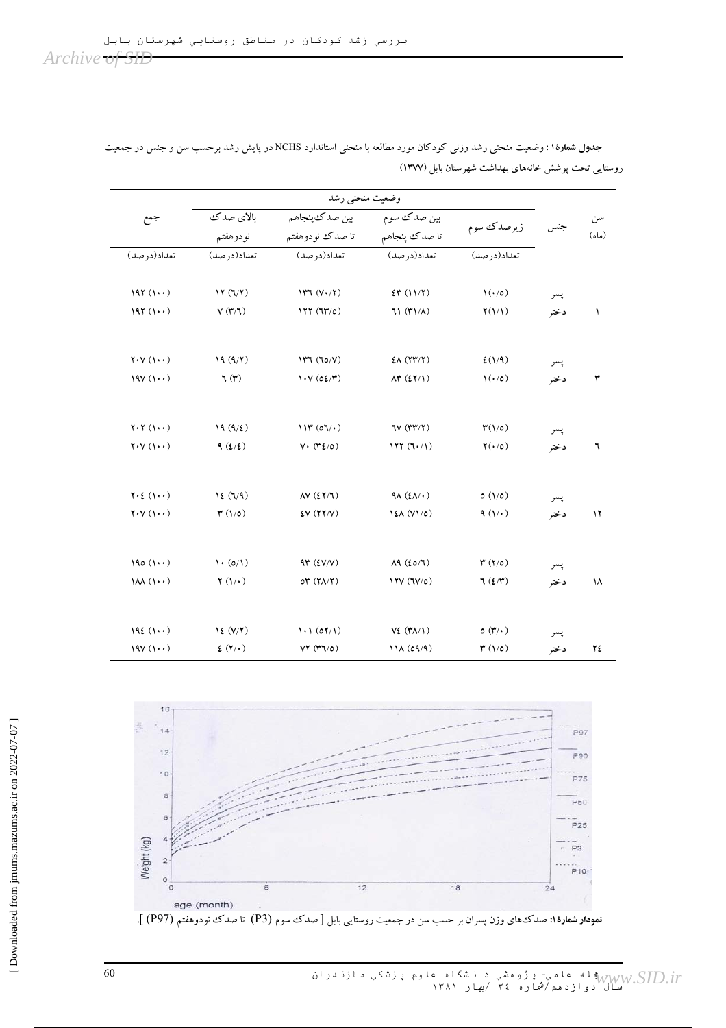**جدول شماره۱:** وضعیت منحنی رشد وزنی کودکان مورد مطالعه با منحنی استاندارد NCHS در پایش رشد برحسب سن و جنس در جمعیت روستایی تحت پوشش خانه‌های بهداشت شهرستان بابل (۱۳۷۷)

| سن (ماه) | جنس | وضعیت منحنی رشد | | | | جمع |
|---|---|---|---|---|---|---|
| | | زیرصدک سوم | بین صدک سوم تا صدک پنجاهم | بین صدک‌پنجاهم تا صدک نودوهفتم | بالای صدک نودوهفتم | |
| | | تعداد(درصد) | تعداد(درصد) | تعداد(درصد) | تعداد(درصد) | تعداد(درصد) |
| ۱ | پسر | ۱(۰/۵) | ٤۳ (۱۱/۲) | ۱۳٦ (۷۰/۲) | ۱۲ (٦/۲) | ۱۹۲ (۱۰۰) |
| | دختر | ۲(۱/۱) | ٦۱ (۳۱/۸) | ۱۲۲ (٦۳/۵) | ۷ (۳/٦) | ۱۹۲ (۱۰۰) |
| ۳ | پسر | ٤(۱/۹) | ٤۸ (۲۳/۲) | ۱۳٦ (٦۵/۷) | ۱۹ (۹/۲) | ۲۰۷ (۱۰۰) |
| | دختر | ۱(۰/۵) | ۸۳ (٤۲/۱) | ۱۰۷ (۵٤/۳) | ٦ (۳) | ۱۹۷ (۱۰۰) |
| ٦ | پسر | ۳(۱/۵) | ٦۷ (۳۳/۲) | ۱۱۳ (۵٦/۰) | ۱۹ (۹/٤) | ۲۰۲ (۱۰۰) |
| | دختر | ۲(۰/۵) | ۱۲۲ (٦۰/۱) | ۷۰ (۳٤/۵) | ۹ (٤/٤) | ۲۰۷ (۱۰۰) |
| ۱۲ | پسر | ۵ (۱/۵) | ۹۸ (٤۸/۰) | ۸۷ (٤۲/٦) | ۱٤ (٦/۹) | ۲۰٤ (۱۰۰) |
| | دختر | ۹ (۱/۰) | ۱٤۸ (۷۱/۵) | ٤۷ (۲۲/۷) | ۳ (۱/۵) | ۲۰۷ (۱۰۰) |
| ۱۸ | پسر | ۳ (۲/۵) | ۸۹ (٤۵/٦) | ۹۳ (٤۷/۷) | ۱۰ (۵/۱) | ۱۹۵ (۱۰۰) |
| | دختر | ٦ (٤/۳) | ۱۲۷ (٦۷/۵) | ۵۳ (۲۸/۲) | ۲ (۱/۰) | ۱۸۸ (۱۰۰) |
| ۲٤ | پسر | ۵ (۳/۰) | ۷٤ (۳۸/۱) | ۱۰۱ (۵۲/۱) | ۱٤ (۷/۲) | ۱۹٤ (۱۰۰) |
| | دختر | ۳ (۱/۵) | ۱۱۸ (۵۹/۹) | ۷۲ (۳٦/۵) | ٤ (۲/۰) | ۱۹۷ (۱۰۰) |

**نمودار شماره۱:** صدک‌های وزن پسران بر حسب سن در جمعیت روستایی بابل [ صدک سوم (P3) تا صدک نودوهفتم (P97) ].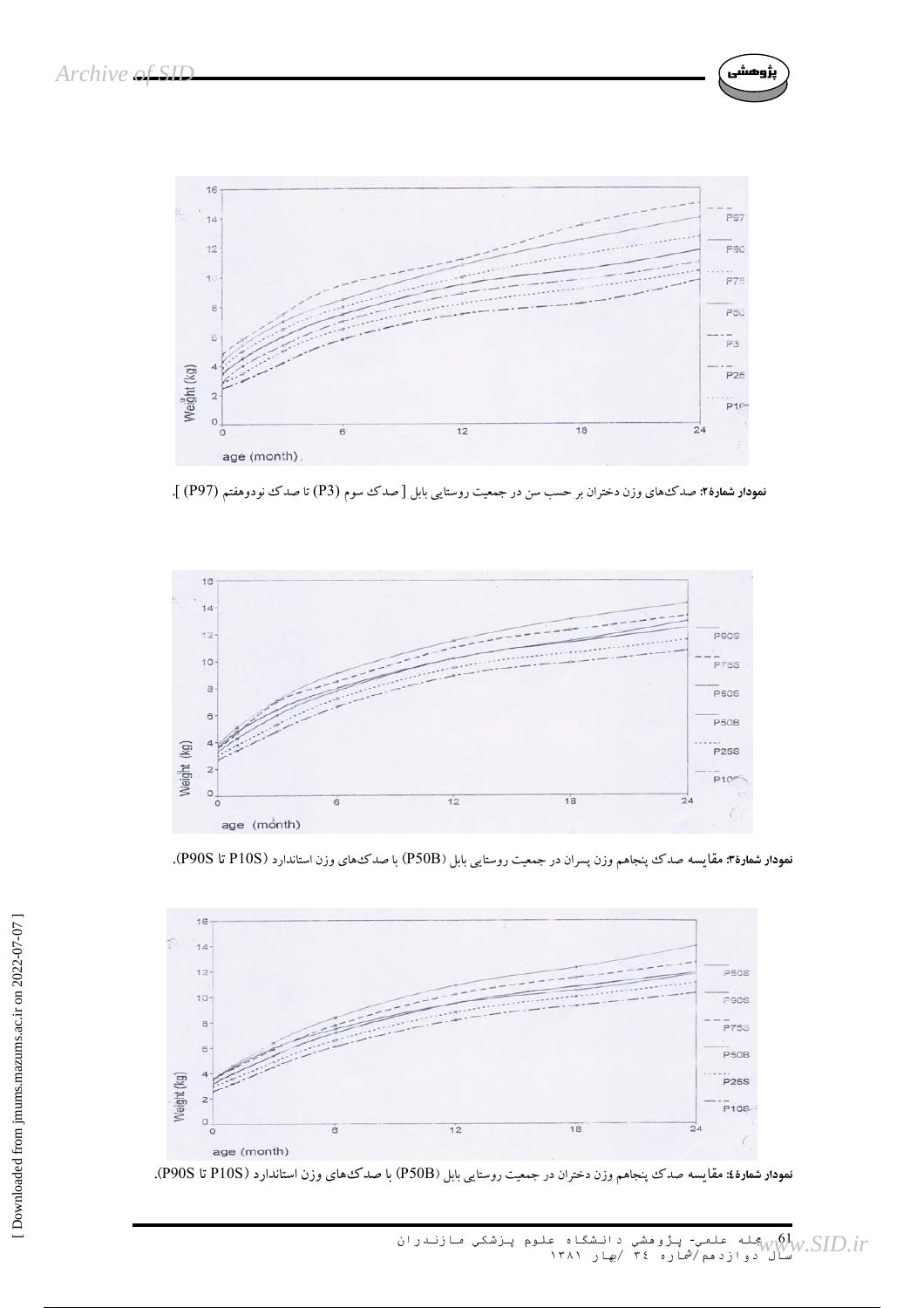نمودار شمارهٔ۲: صدک‌های وزن دختران بر حسب سن در جمعیت روستایی بابل [ صدک سوم (P3) تا صدک نودوهفتم (P97) ].

نمودار شمارهٔ۳: مقایسه صدک پنجاهم وزن پسران در جمعیت روستایی بابل (P50B) با صدک‌های وزن استاندارد (P10S تا P90S).

نمودار شمارهٔ٤: مقایسه صدک پنجاهم وزن دختران در جمعیت روستایی بابل (P50B) با صدک‌های وزن استاندارد (P10S تا P90S).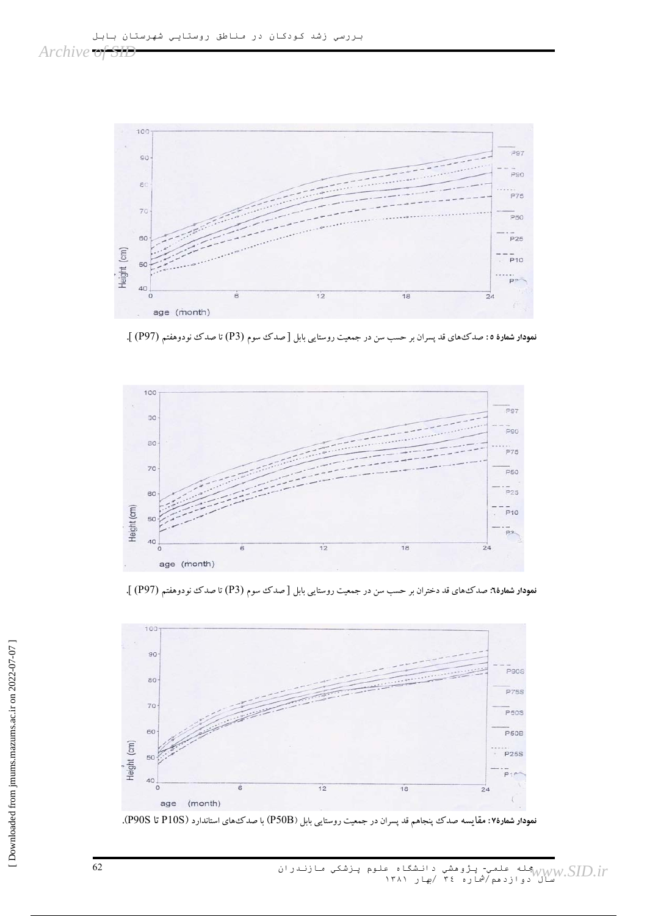نمودار شمارهٔ ۵: صدک‌های قد پسران بر حسب سن در جمعیت روستایی بابل [ صدک سوم (P3) تا صدک نودوهفتم (P97) ].

نمودار شمارهٔ٦: صدک‌های قد دختران بر حسب سن در جمعیت روستایی بابل [ صدک سوم (P3) تا صدک نودوهفتم (P97) ].

نمودار شمارهٔ٧: مقایسه صدک پنجاهم قد پسران در جمعیت روستایی بابل (P50B) با صدک‌های استاندارد (P10S تا P90S).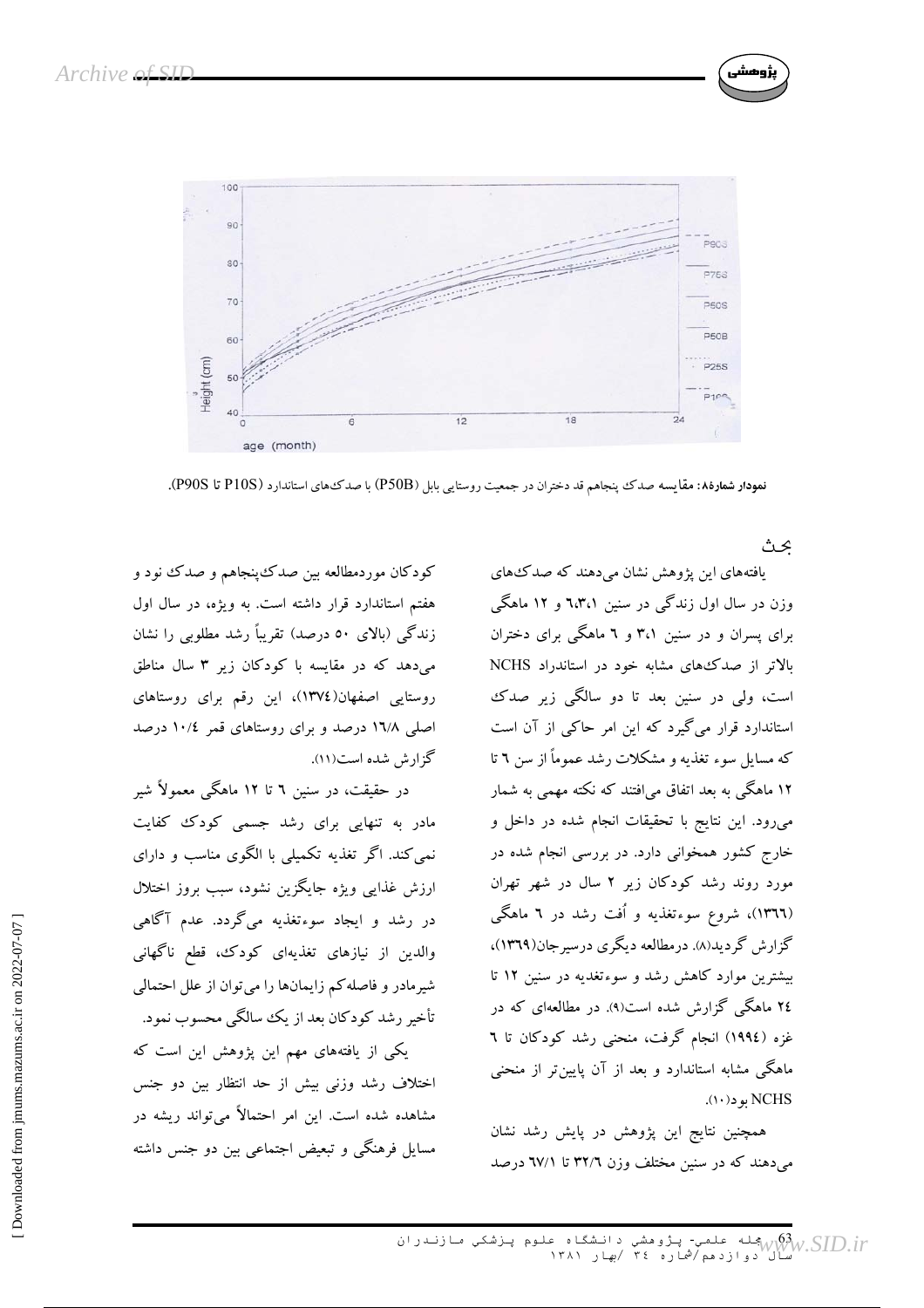**نمودار شماره۸:** مقایسه صدک پنجاهم قد دختران در جمعیت روستایی بابل (P50B) با صدک‌های استاندارد (P10S تا P90S).

## بحث

یافته‌های این پژوهش نشان می‌دهند که صدک‌های وزن در سال اول زندگی در سنین ۱، ۳، ۶ و ۱۲ ماهگی برای پسران و در سنین ۱، ۳ و ۶ ماهگی برای دختران بالاتر از صدک‌های مشابه خود در استانداراد NCHS است، ولی در سنین بعد تا دو سالگی زیر صدک استاندارد قرار می‌گیرد که این امر حاکی از آن است که مسایل سوء تغذیه و مشکلات رشد عموماً از سن ٦ تا ١٢ ماهگی به بعد اتفاق می‌افتند که نکته مهمی به شمار می‌رود. این نتایج با تحقیقات انجام شده در داخل و خارج کشور همخوانی دارد. در بررسی انجام شده در مورد روند رشد کودکان زیر ٢ سال در شهر تهران (١٣٦٦)، شروع سوءتغذیه و اُفت رشد در ٦ ماهگی گزارش گردید(٨). درمطالعه دیگری درسیرجان(١٣٦٩)، بیشترین موارد کاهش رشد و سوءتغدیه در سنین ١٢ تا ٢٤ ماهگی گزارش شده است(٩). در مطالعه‌ای که در غزه (١٩٩٤) انجام گرفت، منحنی رشد کودکان تا ٦ ماهگی مشابه استاندارد و بعد از آن پایین‌تر از منحنی NCHS بود(١٠).

همچنین نتایج این پژوهش در پایش رشد نشان می‌دهند که در سنین مختلف وزن ٣٢/٦ تا ٦٧/١ درصد کودکان موردمطالعه بین صدک‌پنجاهم و صدک نود و هفتم استاندارد قرار داشته است. به ویژه، در سال اول زندگی (بالای ٥٠ درصد) تقریباً رشد مطلوبی را نشان می‌دهد که در مقایسه با کودکان زیر ٣ سال مناطق روستایی اصفهان(١٣٧٤)، این رقم برای روستاهای اصلی ١٦/٨ درصد و برای روستاهای قمر ١٠/٤ درصد گزارش شده است(١١).

در حقیقت، در سنین ٦ تا ١٢ ماهگی معمولاً شیر مادر به تنهایی برای رشد جسمی کودک کفایت نمی‌کند. اگر تغذیه تکمیلی با الگوی مناسب و دارای ارزش غذایی ویژه جایگزین نشود، سبب بروز اختلال در رشد و ایجاد سوءتغذیه می‌گردد. عدم آگاهی والدین از نیازهای تغذیه‌ای کودک، قطع ناگهانی شیرمادر و فاصله‌کم زایمان‌ها را می‌توان از علل احتمالی تأخیر رشد کودکان بعد از یک سالگی محسوب نمود.

یکی از یافته‌های مهم این پژوهش این است که اختلاف رشد وزنی بیش از حد انتظار بین دو جنس مشاهده شده است. این امر احتمالاً می‌تواند ریشه در مسایل فرهنگی و تبعیض اجتماعی بین دو جنس داشته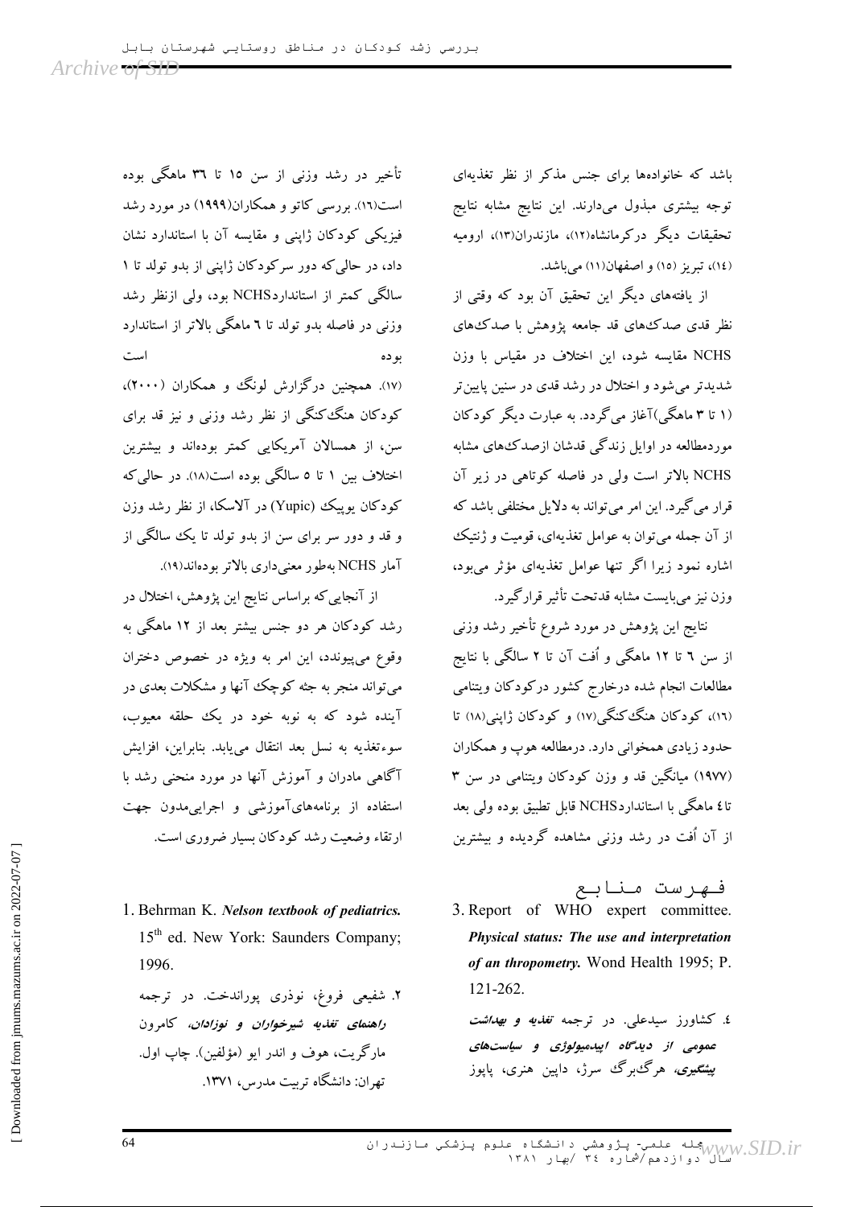باشد که خانواده‌ها برای جنس مذکر از نظر تغذیه‌ای توجه بیشتری مبذول می‌دارند. این نتایج مشابه نتایج تحقیقات دیگر درکرمانشاه(۱۲)، مازندران(۱۳)، ارومیه (۱۴)، تبریز (۱۵) و اصفهان(۱۱) می‌باشد.

از یافته‌های دیگر این تحقیق آن بود که وقتی از نظر قدی صدک‌های قد جامعه پژوهش با صدک‌های NCHS مقایسه شود، این اختلاف در مقیاس با وزن شدیدتر می‌شود و اختلال در رشد قدی در سنین پایین‌تر (۱ تا ۳ ماهگی)آغاز می‌گردد. به عبارت دیگر کودکان موردمطالعه در اوایل زندگی قدشان ازصدک‌های مشابه NCHS بالاتر است ولی در فاصله کوتاهی در زیر آن قرار می‌گیرد. این امر می‌تواند به دلایل مختلفی باشد که از آن جمله می‌توان به عوامل تغذیه‌ای، قومیت و ژنتیک اشاره نمود زیرا اگر تنها عوامل تغذیه‌ای مؤثر می‌بود، وزن نیز می‌بایست مشابه قدتحت تأثیر قرارگیرد.

نتایج این پژوهش در مورد شروع تأخیر رشد وزنی از سن ۶ تا ۱۲ ماهگی و اُفت آن تا ۲ سالگی با نتایج مطالعات انجام شده درخارج کشور درکودکان ویتنامی (۱۶)، کودکان هنگ‌کنگی(۱۷) و کودکان ژاپنی(۱۸) تا حدود زیادی همخوانی دارد. درمطالعه هوپ و همکاران (۱۹۷۷) میانگین قد و وزن کودکان ویتنامی در سن ۳ تا ۴ ماهگی با استانداردNCHS قابل تطبیق بوده ولی بعد از آن اُفت در رشد وزنی مشاهده گردیده و بیشترین تأخیر در رشد وزنی از سن ۱۵ تا ۳۶ ماهگی بوده است(۱۶). بررسی کاتو و همکاران(۱۹۹۹) در مورد رشد فیزیکی کودکان ژاپنی و مقایسه آن با استاندارد نشان داد، در حالی‌که دور سرکودکان ژاپنی از بدو تولد تا ۱ سالگی کمتر از استانداردNCHS بود، ولی ازنظر رشد وزنی در فاصله بدو تولد تا ۶ ماهگی بالاتر از استاندارد بوده است (۱۷). همچنین درگزارش لونگ و همکاران (۲۰۰۰)، کودکان هنگ‌کنگی از نظر رشد وزنی و نیز قد برای سن، از همسالان آمریکایی کمتر بوده‌اند و بیشترین اختلاف بین ۱ تا ۵ سالگی بوده است(۱۸). در حالی‌که کودکان یوپیک (Yupic) در آلاسکا، از نظر رشد وزن و قد و دور سر برای سن از بدو تولد تا یک سالگی از آمار NCHS به‌طور معنی‌داری بالاتر بوده‌اند(۱۹).

از آنجایی‌که براساس نتایج این پژوهش، اختلال در رشد کودکان هر دو جنس بیشتر بعد از ۱۲ ماهگی به وقوع می‌پیوندد، این امر به ویژه در خصوص دختران می‌تواند منجر به جثه کوچک آنها و مشکلات بعدی در آینده شود که به نوبه خود در یک حلقه معیوب، سوءتغذیه به نسل بعد انتقال می‌یابد. بنابراین، افزایش آگاهی مادران و آموزش آنها در مورد منحنی رشد با استفاده از برنامه‌های‌آموزشی و اجرایی‌مدون جهت ارتقاء وضعیت رشد کودکان بسیار ضروری است.

## فهرست منابع

1. Behrman K. ***Nelson textbook of pediatrics.*** 15[th] ed. New York: Saunders Company; 1996.

۲. شفیعی فروغ، نوذری پوراندخت. در ترجمه ***راهنمای تغذیه شیرخواران و نوزادان***، کامرون مارگریت، هوف و اندر ایو (مؤلفین). چاپ اول. تهران: دانشگاه تربیت مدرس، ۱۳۷۱.

3. Report of WHO expert committee. ***Physical status: The use and interpretation of an thropometry.*** Wond Health 1995; P. 121-262.

۴. کشاورز سیدعلی. در ترجمه ***تغذیه و بهداشت عمومی از دیدگاه اپیدمیولوژی و سیاست‌های پیشگیری***، هرگ‌برگ سرژ، داپین هنری، پاپوز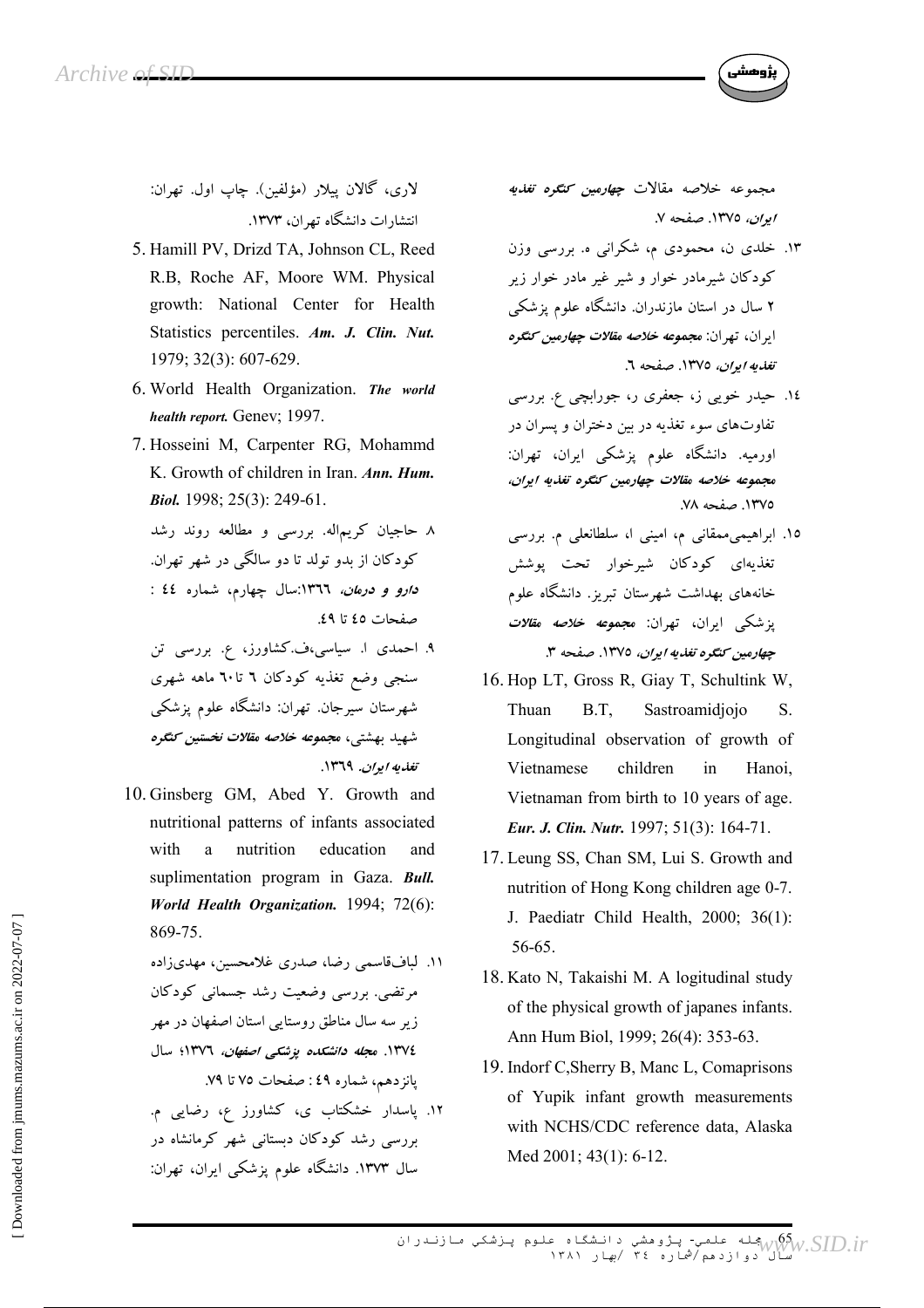مجموعه خلاصه مقالات ***چهارمین کنگره تغذیه ایران***، ۱۳۷۵. صفحه ۷.

۱۳. خلدی ن، محمودی م، شکرانی ه. بررسی وزن کودکان شیرمادر خوار و شیر غیر مادر خوار زیر ۲ سال در استان مازندران. دانشگاه علوم پزشکی ایران، تهران: ***مجموعه خلاصه مقالات چهارمین کنگره تغذیه ایران***، ۱۳۷۵. صفحه ٦.

۱٤. حیدر خویی ز، جعفری ر، جورابچی ع. بررسی تفاوت‌های سوء تغذیه در بین دختران و پسران در اورمیه. دانشگاه علوم پزشکی ایران، تهران: ***مجموعه خلاصه مقالات چهارمین کنگره تغذیه ایران***، ۱۳۷۵. صفحه ۷۸.

۱۵. ابراهیمی‌ممقانی م، امینی ا، سلطانعلی م. بررسی تغذیه‌ای کودکان شیرخوار تحت پوشش خانه‌های بهداشت شهرستان تبریز. دانشگاه علوم پزشکی ایران، تهران: ***مجموعه خلاصه مقالات چهارمین کنگره تغذیه ایران***، ۱۳۷۵. صفحه ۳.

16. Hop LT, Gross R, Giay T, Schultink W, Thuan B.T, Sastroamidjojo S. Longitudinal observation of growth of Vietnamese children in Hanoi, Vietnaman from birth to 10 years of age. ***Eur. J. Clin. Nutr.*** 1997; 51(3): 164-71.

17. Leung SS, Chan SM, Lui S. Growth and nutrition of Hong Kong children age 0-7. J. Paediatr Child Health, 2000; 36(1): 56-65.

18. Kato N, Takaishi M. A logitudinal study of the physical growth of japanes infants. Ann Hum Biol, 1999; 26(4): 353-63.

19. Indorf C,Sherry B, Manc L, Comaprisons of Yupik infant growth measurements with NCHS/CDC reference data, Alaska Med 2001; 43(1): 6-12.

لاری، گالان پیلار (مؤلفین). چاپ اول. تهران: انتشارات دانشگاه تهران، ۱۳۷۳.

5. Hamill PV, Drizd TA, Johnson CL, Reed R.B, Roche AF, Moore WM. Physical growth: National Center for Health Statistics percentiles. ***Am. J. Clin. Nut.*** 1979; 32(3): 607-629.

6. World Health Organization. ***The world health report.*** Genev; 1997.

7. Hosseini M, Carpenter RG, Mohammd K. Growth of children in Iran. ***Ann. Hum. Biol.*** 1998; 25(3): 249-61.

۸ حاجیان کریم‌اله. بررسی و مطالعه روند رشد کودکان از بدو تولد تا دو سالگی در شهر تهران. ***دارو و درمان***، ۱۳٦٦:سال چهارم، شماره ٤٤ : صفحات ٤٥ تا ٤٩.

۹. احمدی ا. سیاسی،ف.کشاورز، ع. بررسی تن سنجی وضع تغذیه کودکان ٦ تا٦٠ ماهه شهری شهرستان سیرجان. تهران: دانشگاه علوم پزشکی شهید بهشتی، ***مجموعه خلاصه مقالات نخستین کنگره تغذیه ایران***. ۱۳٦۹.

10. Ginsberg GM, Abed Y. Growth and nutritional patterns of infants associated with a nutrition education and suplimentation program in Gaza. ***Bull. World Health Organization.*** 1994; 72(6): 869-75.

۱۱. لباف‌قاسمی رضا، صدری غلامحسین، مهدی‌زاده مرتضی. بررسی وضعیت رشد جسمانی کودکان زیر سه سال مناطق روستایی استان اصفهان در مهر ۱۳۷٤. ***مجله دانشکده پزشکی اصفهان***، ۱۳۷٦؛ سال پانزدهم، شماره ٤۹ : صفحات ۷۵ تا ۷۹.

۱۲. پاسدار خشکتاب ی، کشاورز ع، رضایی م. بررسی رشد کودکان دبستانی شهر کرمانشاه در سال ۱۳۷۳. دانشگاه علوم پزشکی ایران، تهران: